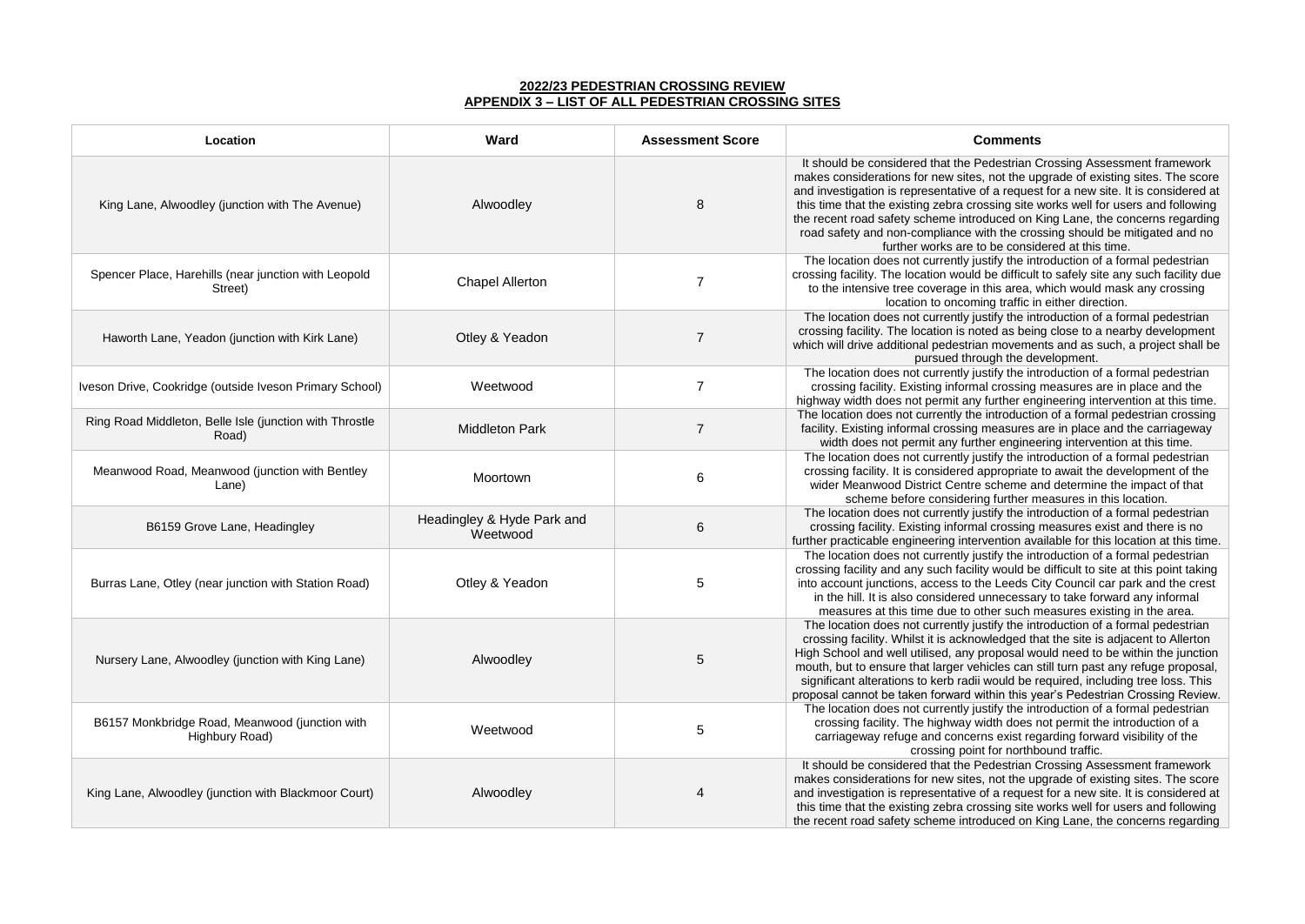**2022/23 PEDESTRIAN CROSSING REVIEW**
**APPENDIX 3 – LIST OF ALL PEDESTRIAN CROSSING SITES**

| Location | Ward | Assessment Score | Comments |
|---|---|---|---|
| King Lane, Alwoodley (junction with The Avenue) | Alwoodley | 8 | It should be considered that the Pedestrian Crossing Assessment framework makes considerations for new sites, not the upgrade of existing sites. The score and investigation is representative of a request for a new site. It is considered at this time that the existing zebra crossing site works well for users and following the recent road safety scheme introduced on King Lane, the concerns regarding road safety and non-compliance with the crossing should be mitigated and no further works are to be considered at this time. |
| Spencer Place, Harehills (near junction with Leopold Street) | Chapel Allerton | 7 | The location does not currently justify the introduction of a formal pedestrian crossing facility. The location would be difficult to safely site any such facility due to the intensive tree coverage in this area, which would mask any crossing location to oncoming traffic in either direction. |
| Haworth Lane, Yeadon (junction with Kirk Lane) | Otley & Yeadon | 7 | The location does not currently justify the introduction of a formal pedestrian crossing facility. The location is noted as being close to a nearby development which will drive additional pedestrian movements and as such, a project shall be pursued through the development. |
| Iveson Drive, Cookridge (outside Iveson Primary School) | Weetwood | 7 | The location does not currently justify the introduction of a formal pedestrian crossing facility. Existing informal crossing measures are in place and the highway width does not permit any further engineering intervention at this time. |
| Ring Road Middleton, Belle Isle (junction with Throstle Road) | Middleton Park | 7 | The location does not currently the introduction of a formal pedestrian crossing facility. Existing informal crossing measures are in place and the carriageway width does not permit any further engineering intervention at this time. |
| Meanwood Road, Meanwood (junction with Bentley Lane) | Moortown | 6 | The location does not currently justify the introduction of a formal pedestrian crossing facility. It is considered appropriate to await the development of the wider Meanwood District Centre scheme and determine the impact of that scheme before considering further measures in this location. |
| B6159 Grove Lane, Headingley | Headingley & Hyde Park and Weetwood | 6 | The location does not currently justify the introduction of a formal pedestrian crossing facility. Existing informal crossing measures exist and there is no further practicable engineering intervention available for this location at this time. |
| Burras Lane, Otley (near junction with Station Road) | Otley & Yeadon | 5 | The location does not currently justify the introduction of a formal pedestrian crossing facility and any such facility would be difficult to site at this point taking into account junctions, access to the Leeds City Council car park and the crest in the hill. It is also considered unnecessary to take forward any informal measures at this time due to other such measures existing in the area. |
| Nursery Lane, Alwoodley (junction with King Lane) | Alwoodley | 5 | The location does not currently justify the introduction of a formal pedestrian crossing facility. Whilst it is acknowledged that the site is adjacent to Allerton High School and well utilised, any proposal would need to be within the junction mouth, but to ensure that larger vehicles can still turn past any refuge proposal, significant alterations to kerb radii would be required, including tree loss. This proposal cannot be taken forward within this year's Pedestrian Crossing Review. |
| B6157 Monkbridge Road, Meanwood (junction with Highbury Road) | Weetwood | 5 | The location does not currently justify the introduction of a formal pedestrian crossing facility. The highway width does not permit the introduction of a carriageway refuge and concerns exist regarding forward visibility of the crossing point for northbound traffic. |
| King Lane, Alwoodley (junction with Blackmoor Court) | Alwoodley | 4 | It should be considered that the Pedestrian Crossing Assessment framework makes considerations for new sites, not the upgrade of existing sites. The score and investigation is representative of a request for a new site. It is considered at this time that the existing zebra crossing site works well for users and following the recent road safety scheme introduced on King Lane, the concerns regarding |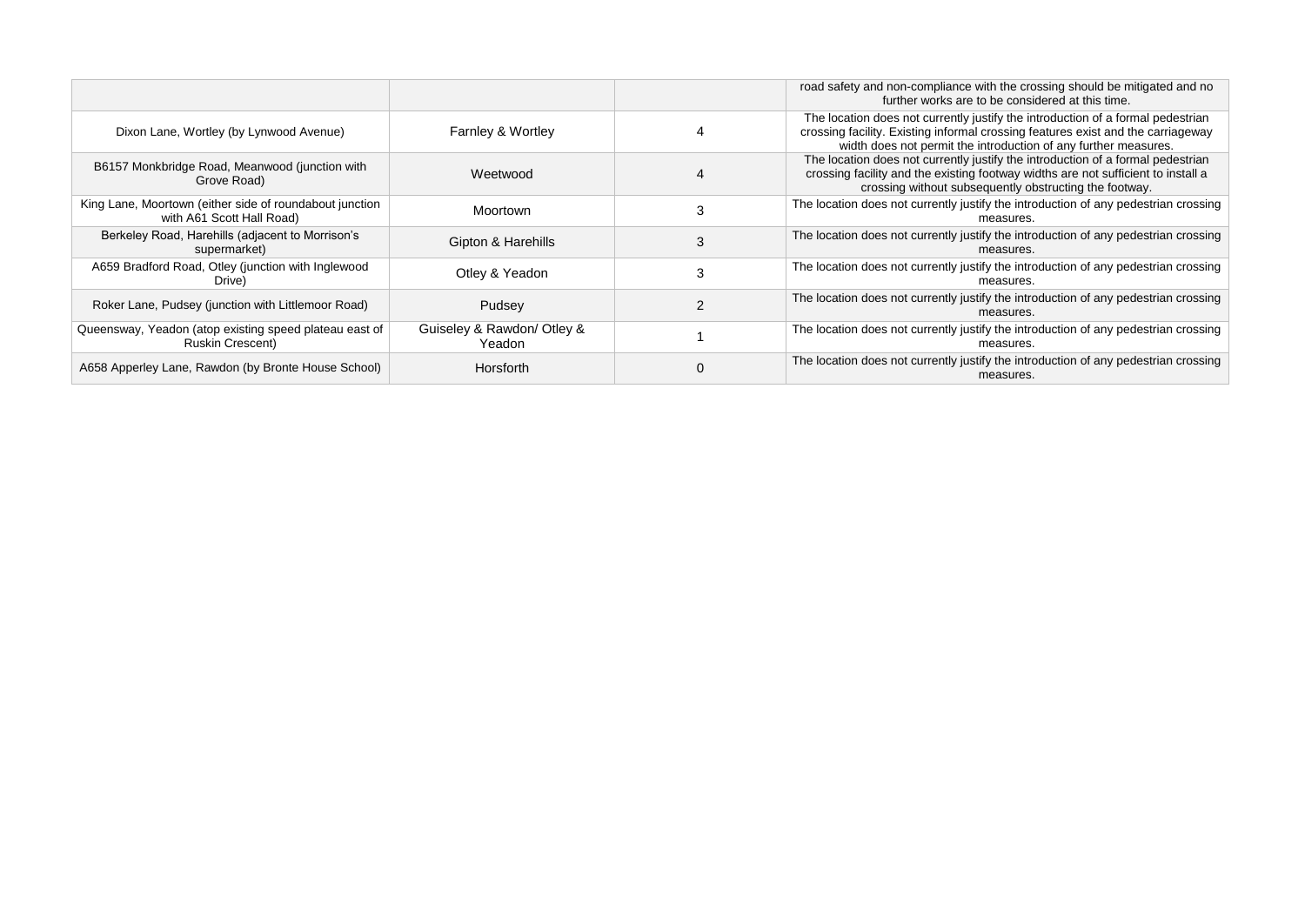| | | | |
|---|---|---|---|
| | | | road safety and non-compliance with the crossing should be mitigated and no further works are to be considered at this time. |
| Dixon Lane, Wortley (by Lynwood Avenue) | Farnley & Wortley | 4 | The location does not currently justify the introduction of a formal pedestrian crossing facility. Existing informal crossing features exist and the carriageway width does not permit the introduction of any further measures. |
| B6157 Monkbridge Road, Meanwood (junction with Grove Road) | Weetwood | 4 | The location does not currently justify the introduction of a formal pedestrian crossing facility and the existing footway widths are not sufficient to install a crossing without subsequently obstructing the footway. |
| King Lane, Moortown (either side of roundabout junction with A61 Scott Hall Road) | Moortown | 3 | The location does not currently justify the introduction of any pedestrian crossing measures. |
| Berkeley Road, Harehills (adjacent to Morrison's supermarket) | Gipton & Harehills | 3 | The location does not currently justify the introduction of any pedestrian crossing measures. |
| A659 Bradford Road, Otley (junction with Inglewood Drive) | Otley & Yeadon | 3 | The location does not currently justify the introduction of any pedestrian crossing measures. |
| Roker Lane, Pudsey (junction with Littlemoor Road) | Pudsey | 2 | The location does not currently justify the introduction of any pedestrian crossing measures. |
| Queensway, Yeadon (atop existing speed plateau east of Ruskin Crescent) | Guiseley & Rawdon/ Otley & Yeadon | 1 | The location does not currently justify the introduction of any pedestrian crossing measures. |
| A658 Apperley Lane, Rawdon (by Bronte House School) | Horsforth | 0 | The location does not currently justify the introduction of any pedestrian crossing measures. |